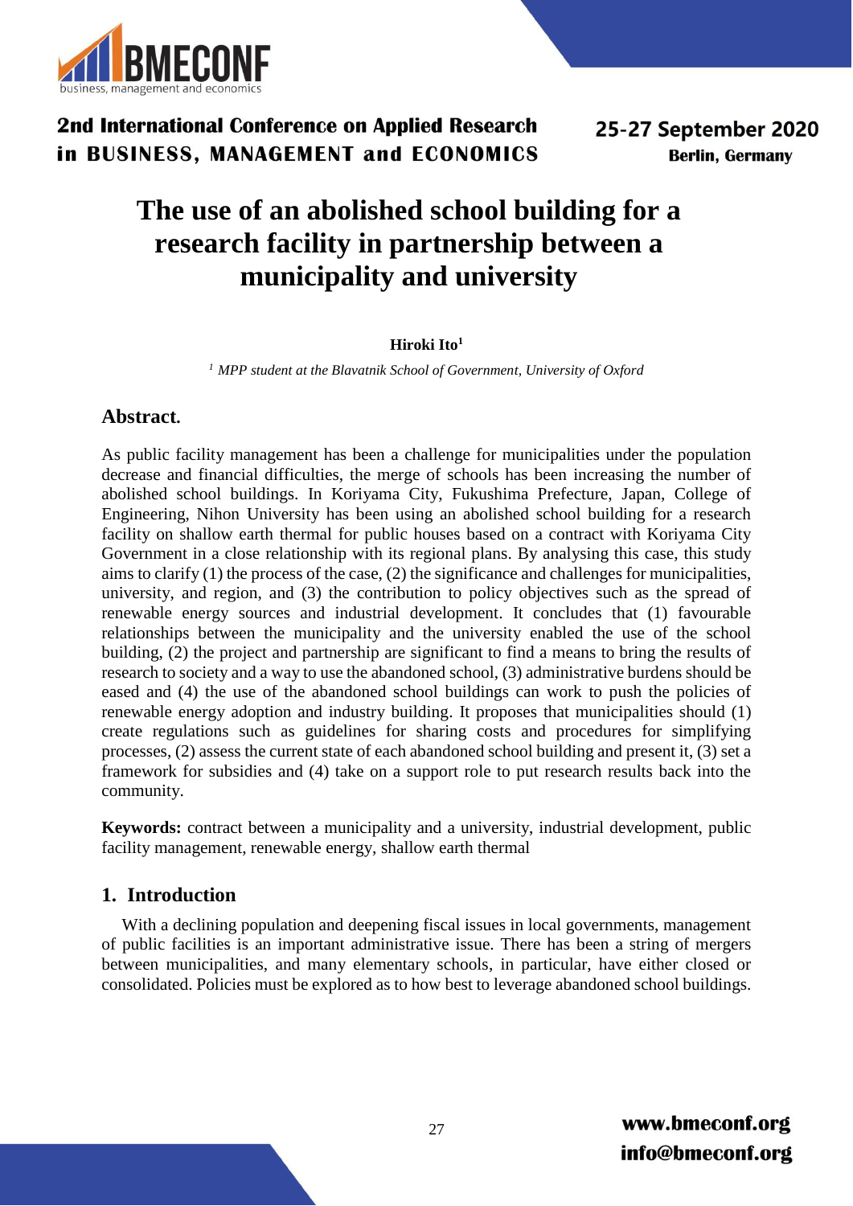# The use of an abolished school building for a research facility in partnership between a municipality and university

**Hiroki Ito**[1]

[1] *MPP student at the Blavatnik School of Government, University of Oxford*

## Abstract.

As public facility management has been a challenge for municipalities under the population decrease and financial difficulties, the merge of schools has been increasing the number of abolished school buildings. In Koriyama City, Fukushima Prefecture, Japan, College of Engineering, Nihon University has been using an abolished school building for a research facility on shallow earth thermal for public houses based on a contract with Koriyama City Government in a close relationship with its regional plans. By analysing this case, this study aims to clarify (1) the process of the case, (2) the significance and challenges for municipalities, university, and region, and (3) the contribution to policy objectives such as the spread of renewable energy sources and industrial development. It concludes that (1) favourable relationships between the municipality and the university enabled the use of the school building, (2) the project and partnership are significant to find a means to bring the results of research to society and a way to use the abandoned school, (3) administrative burdens should be eased and (4) the use of the abandoned school buildings can work to push the policies of renewable energy adoption and industry building. It proposes that municipalities should (1) create regulations such as guidelines for sharing costs and procedures for simplifying processes, (2) assess the current state of each abandoned school building and present it, (3) set a framework for subsidies and (4) take on a support role to put research results back into the community.

**Keywords:** contract between a municipality and a university, industrial development, public facility management, renewable energy, shallow earth thermal

## 1. Introduction

With a declining population and deepening fiscal issues in local governments, management of public facilities is an important administrative issue. There has been a string of mergers between municipalities, and many elementary schools, in particular, have either closed or consolidated. Policies must be explored as to how best to leverage abandoned school buildings.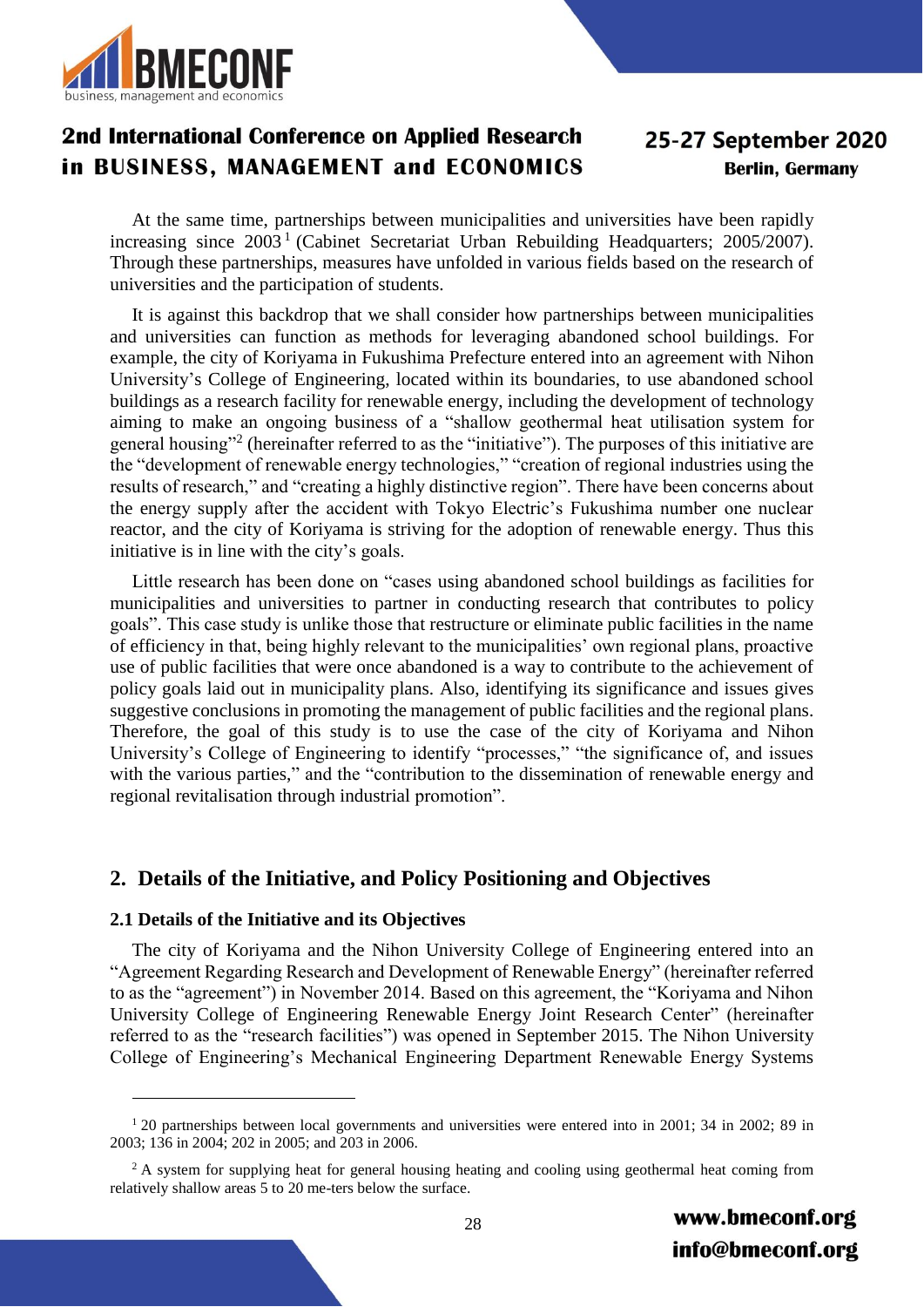At the same time, partnerships between municipalities and universities have been rapidly increasing since 2003[1] (Cabinet Secretariat Urban Rebuilding Headquarters; 2005/2007). Through these partnerships, measures have unfolded in various fields based on the research of universities and the participation of students.

It is against this backdrop that we shall consider how partnerships between municipalities and universities can function as methods for leveraging abandoned school buildings. For example, the city of Koriyama in Fukushima Prefecture entered into an agreement with Nihon University's College of Engineering, located within its boundaries, to use abandoned school buildings as a research facility for renewable energy, including the development of technology aiming to make an ongoing business of a "shallow geothermal heat utilisation system for general housing"[2] (hereinafter referred to as the "initiative"). The purposes of this initiative are the "development of renewable energy technologies," "creation of regional industries using the results of research," and "creating a highly distinctive region". There have been concerns about the energy supply after the accident with Tokyo Electric's Fukushima number one nuclear reactor, and the city of Koriyama is striving for the adoption of renewable energy. Thus this initiative is in line with the city's goals.

Little research has been done on "cases using abandoned school buildings as facilities for municipalities and universities to partner in conducting research that contributes to policy goals". This case study is unlike those that restructure or eliminate public facilities in the name of efficiency in that, being highly relevant to the municipalities' own regional plans, proactive use of public facilities that were once abandoned is a way to contribute to the achievement of policy goals laid out in municipality plans. Also, identifying its significance and issues gives suggestive conclusions in promoting the management of public facilities and the regional plans. Therefore, the goal of this study is to use the case of the city of Koriyama and Nihon University's College of Engineering to identify "processes," "the significance of, and issues with the various parties," and the "contribution to the dissemination of renewable energy and regional revitalisation through industrial promotion".

## 2. Details of the Initiative, and Policy Positioning and Objectives

### 2.1 Details of the Initiative and its Objectives

The city of Koriyama and the Nihon University College of Engineering entered into an "Agreement Regarding Research and Development of Renewable Energy" (hereinafter referred to as the "agreement") in November 2014. Based on this agreement, the "Koriyama and Nihon University College of Engineering Renewable Energy Joint Research Center" (hereinafter referred to as the "research facilities") was opened in September 2015. The Nihon University College of Engineering's Mechanical Engineering Department Renewable Energy Systems

---

[1] 20 partnerships between local governments and universities were entered into in 2001; 34 in 2002; 89 in 2003; 136 in 2004; 202 in 2005; and 203 in 2006.

[2] A system for supplying heat for general housing heating and cooling using geothermal heat coming from relatively shallow areas 5 to 20 me-ters below the surface.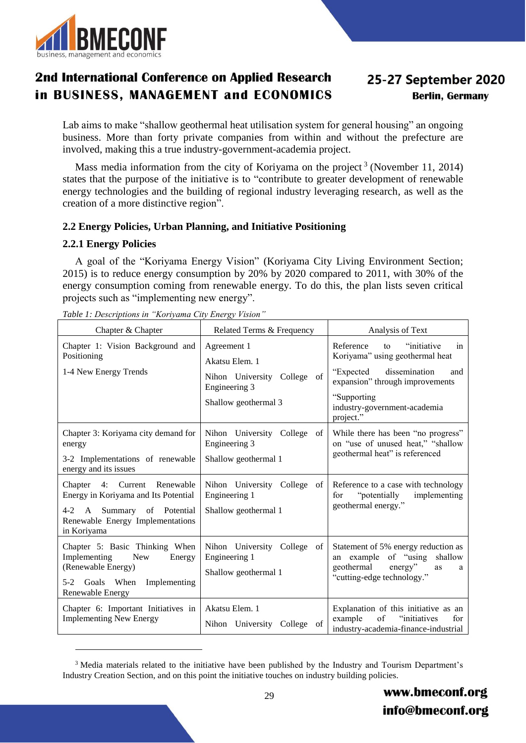Lab aims to make "shallow geothermal heat utilisation system for general housing" an ongoing business. More than forty private companies from within and without the prefecture are involved, making this a true industry-government-academia project.

Mass media information from the city of Koriyama on the project [3] (November 11, 2014) states that the purpose of the initiative is to "contribute to greater development of renewable energy technologies and the building of regional industry leveraging research, as well as the creation of a more distinctive region".

### 2.2 Energy Policies, Urban Planning, and Initiative Positioning

#### 2.2.1 Energy Policies

A goal of the "Koriyama Energy Vision" (Koriyama City Living Environment Section; 2015) is to reduce energy consumption by 20% by 2020 compared to 2011, with 30% of the energy consumption coming from renewable energy. To do this, the plan lists seven critical projects such as "implementing new energy".

*Table 1: Descriptions in "Koriyama City Energy Vision"*

| Chapter & Chapter | Related Terms & Frequency | Analysis of Text |
|---|---|---|
| Chapter 1: Vision Background and Positioning<br>1-4 New Energy Trends | Agreement 1<br>Akatsu Elem. 1<br>Nihon University College of Engineering 3<br>Shallow geothermal 3 | Reference to "initiative in Koriyama" using geothermal heat<br>"Expected dissemination and expansion" through improvements<br>"Supporting industry-government-academia project." |
| Chapter 3: Koriyama city demand for energy<br>3-2 Implementations of renewable energy and its issues | Nihon University College of Engineering 3<br>Shallow geothermal 1 | While there has been "no progress" on "use of unused heat," "shallow geothermal heat" is referenced |
| Chapter 4: Current Renewable Energy in Koriyama and Its Potential<br>4-2 A Summary of Potential Renewable Energy Implementations in Koriyama | Nihon University College of Engineering 1<br>Shallow geothermal 1 | Reference to a case with technology for "potentially implementing geothermal energy." |
| Chapter 5: Basic Thinking When Implementing New Energy (Renewable Energy)<br>5-2 Goals When Implementing Renewable Energy | Nihon University College of Engineering 1<br>Shallow geothermal 1 | Statement of 5% energy reduction as an example of "using shallow geothermal energy" as a "cutting-edge technology." |
| Chapter 6: Important Initiatives in Implementing New Energy | Akatsu Elem. 1<br>Nihon University College of | Explanation of this initiative as an example of "initiatives for industry-academia-finance-industrial |

[3] Media materials related to the initiative have been published by the Industry and Tourism Department's Industry Creation Section, and on this point the initiative touches on industry building policies.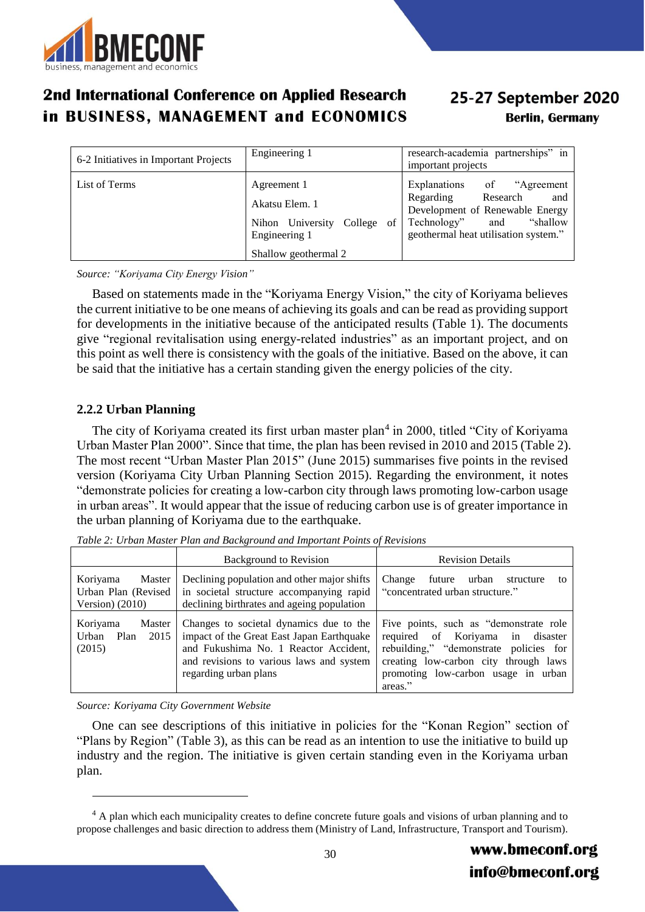| 6-2 Initiatives in Important Projects | Engineering 1 | research-academia partnerships" in important projects |
|---|---|---|
| List of Terms | Agreement 1<br>Akatsu Elem. 1<br>Nihon University College of Engineering 1<br>Shallow geothermal 2 | Explanations of "Agreement Regarding Research and Development of Renewable Energy Technology" and "shallow geothermal heat utilisation system." |

*Source: "Koriyama City Energy Vision"*

Based on statements made in the "Koriyama Energy Vision," the city of Koriyama believes the current initiative to be one means of achieving its goals and can be read as providing support for developments in the initiative because of the anticipated results (Table 1). The documents give "regional revitalisation using energy-related industries" as an important project, and on this point as well there is consistency with the goals of the initiative. Based on the above, it can be said that the initiative has a certain standing given the energy policies of the city.

### 2.2.2 Urban Planning

The city of Koriyama created its first urban master plan[4] in 2000, titled "City of Koriyama Urban Master Plan 2000". Since that time, the plan has been revised in 2010 and 2015 (Table 2). The most recent "Urban Master Plan 2015" (June 2015) summarises five points in the revised version (Koriyama City Urban Planning Section 2015). Regarding the environment, it notes "demonstrate policies for creating a low-carbon city through laws promoting low-carbon usage in urban areas". It would appear that the issue of reducing carbon use is of greater importance in the urban planning of Koriyama due to the earthquake.

*Table 2: Urban Master Plan and Background and Important Points of Revisions*

| | Background to Revision | Revision Details |
|---|---|---|
| Koriyama Master Urban Plan (Revised Version) (2010) | Declining population and other major shifts in societal structure accompanying rapid declining birthrates and ageing population | Change future urban structure to "concentrated urban structure." |
| Koriyama Master Urban Plan 2015 (2015) | Changes to societal dynamics due to the impact of the Great East Japan Earthquake and Fukushima No. 1 Reactor Accident, and revisions to various laws and system regarding urban plans | Five points, such as "demonstrate role required of Koriyama in disaster rebuilding," "demonstrate policies for creating low-carbon city through laws promoting low-carbon usage in urban areas." |

*Source: Koriyama City Government Website*

One can see descriptions of this initiative in policies for the "Konan Region" section of "Plans by Region" (Table 3), as this can be read as an intention to use the initiative to build up industry and the region. The initiative is given certain standing even in the Koriyama urban plan.

---

[4] A plan which each municipality creates to define concrete future goals and visions of urban planning and to propose challenges and basic direction to address them (Ministry of Land, Infrastructure, Transport and Tourism).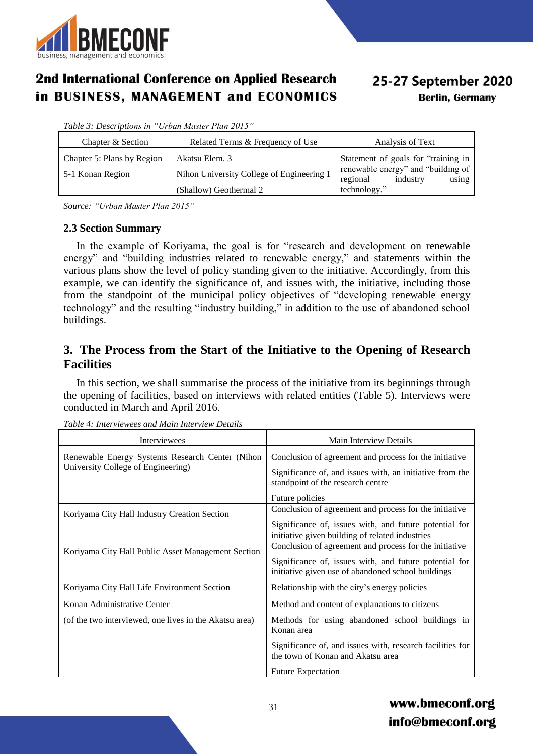*Table 3: Descriptions in "Urban Master Plan 2015"*

| Chapter & Section | Related Terms & Frequency of Use | Analysis of Text |
|---|---|---|
| Chapter 5: Plans by Region<br>5-1 Konan Region | Akatsu Elem. 3<br>Nihon University College of Engineering 1<br>(Shallow) Geothermal 2 | Statement of goals for "training in renewable energy" and "building of regional industry using technology." |

*Source: "Urban Master Plan 2015"*

### 2.3 Section Summary

In the example of Koriyama, the goal is for "research and development on renewable energy" and "building industries related to renewable energy," and statements within the various plans show the level of policy standing given to the initiative. Accordingly, from this example, we can identify the significance of, and issues with, the initiative, including those from the standpoint of the municipal policy objectives of "developing renewable energy technology" and the resulting "industry building," in addition to the use of abandoned school buildings.

## 3. The Process from the Start of the Initiative to the Opening of Research Facilities

In this section, we shall summarise the process of the initiative from its beginnings through the opening of facilities, based on interviews with related entities (Table 5). Interviews were conducted in March and April 2016.

*Table 4: Interviewees and Main Interview Details*

| Interviewees | Main Interview Details |
|---|---|
| Renewable Energy Systems Research Center (Nihon University College of Engineering) | Conclusion of agreement and process for the initiative<br>Significance of, and issues with, an initiative from the standpoint of the research centre<br>Future policies |
| Koriyama City Hall Industry Creation Section | Conclusion of agreement and process for the initiative<br>Significance of, issues with, and future potential for initiative given building of related industries |
| Koriyama City Hall Public Asset Management Section | Conclusion of agreement and process for the initiative<br>Significance of, issues with, and future potential for initiative given use of abandoned school buildings |
| Koriyama City Hall Life Environment Section | Relationship with the city's energy policies |
| Konan Administrative Center<br>(of the two interviewed, one lives in the Akatsu area) | Method and content of explanations to citizens<br>Methods for using abandoned school buildings in Konan area<br>Significance of, and issues with, research facilities for the town of Konan and Akatsu area<br>Future Expectation |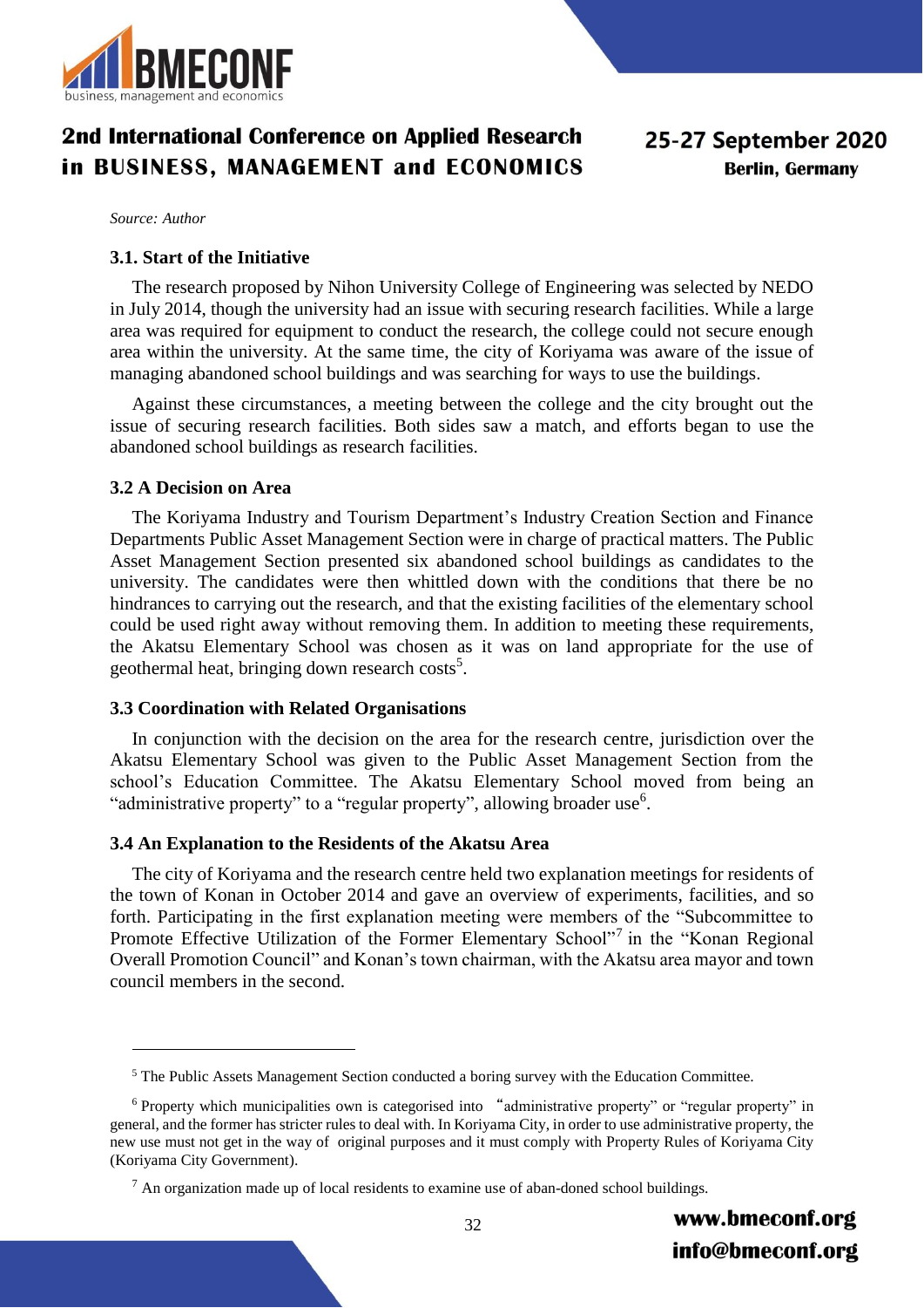*Source: Author*

### 3.1. Start of the Initiative

The research proposed by Nihon University College of Engineering was selected by NEDO in July 2014, though the university had an issue with securing research facilities. While a large area was required for equipment to conduct the research, the college could not secure enough area within the university. At the same time, the city of Koriyama was aware of the issue of managing abandoned school buildings and was searching for ways to use the buildings.

Against these circumstances, a meeting between the college and the city brought out the issue of securing research facilities. Both sides saw a match, and efforts began to use the abandoned school buildings as research facilities.

### 3.2 A Decision on Area

The Koriyama Industry and Tourism Department's Industry Creation Section and Finance Departments Public Asset Management Section were in charge of practical matters. The Public Asset Management Section presented six abandoned school buildings as candidates to the university. The candidates were then whittled down with the conditions that there be no hindrances to carrying out the research, and that the existing facilities of the elementary school could be used right away without removing them. In addition to meeting these requirements, the Akatsu Elementary School was chosen as it was on land appropriate for the use of geothermal heat, bringing down research costs[5].

### 3.3 Coordination with Related Organisations

In conjunction with the decision on the area for the research centre, jurisdiction over the Akatsu Elementary School was given to the Public Asset Management Section from the school's Education Committee. The Akatsu Elementary School moved from being an "administrative property" to a "regular property", allowing broader use[6].

### 3.4 An Explanation to the Residents of the Akatsu Area

The city of Koriyama and the research centre held two explanation meetings for residents of the town of Konan in October 2014 and gave an overview of experiments, facilities, and so forth. Participating in the first explanation meeting were members of the "Subcommittee to Promote Effective Utilization of the Former Elementary School"[7] in the "Konan Regional Overall Promotion Council" and Konan's town chairman, with the Akatsu area mayor and town council members in the second.

---

[5] The Public Assets Management Section conducted a boring survey with the Education Committee.

[6] Property which municipalities own is categorised into "administrative property" or "regular property" in general, and the former has stricter rules to deal with. In Koriyama City, in order to use administrative property, the new use must not get in the way of original purposes and it must comply with Property Rules of Koriyama City (Koriyama City Government).

[7] An organization made up of local residents to examine use of aban-doned school buildings.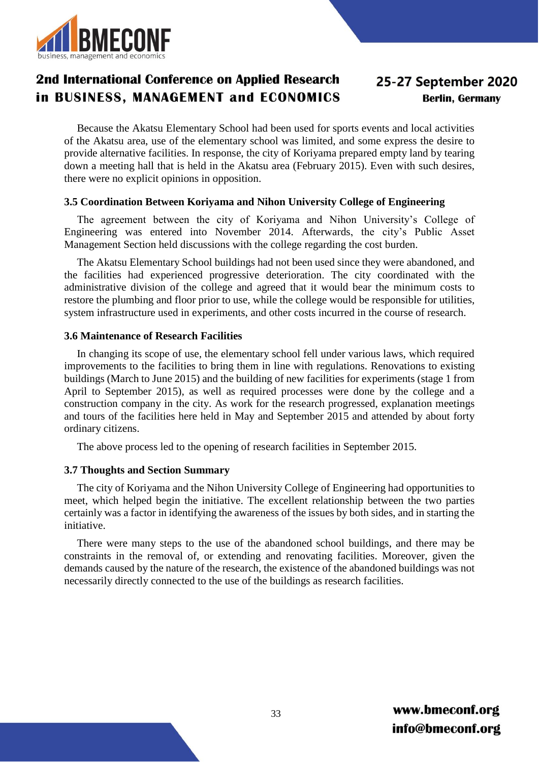Because the Akatsu Elementary School had been used for sports events and local activities of the Akatsu area, use of the elementary school was limited, and some express the desire to provide alternative facilities. In response, the city of Koriyama prepared empty land by tearing down a meeting hall that is held in the Akatsu area (February 2015). Even with such desires, there were no explicit opinions in opposition.

### 3.5 Coordination Between Koriyama and Nihon University College of Engineering

The agreement between the city of Koriyama and Nihon University's College of Engineering was entered into November 2014. Afterwards, the city's Public Asset Management Section held discussions with the college regarding the cost burden.

The Akatsu Elementary School buildings had not been used since they were abandoned, and the facilities had experienced progressive deterioration. The city coordinated with the administrative division of the college and agreed that it would bear the minimum costs to restore the plumbing and floor prior to use, while the college would be responsible for utilities, system infrastructure used in experiments, and other costs incurred in the course of research.

### 3.6 Maintenance of Research Facilities

In changing its scope of use, the elementary school fell under various laws, which required improvements to the facilities to bring them in line with regulations. Renovations to existing buildings (March to June 2015) and the building of new facilities for experiments (stage 1 from April to September 2015), as well as required processes were done by the college and a construction company in the city. As work for the research progressed, explanation meetings and tours of the facilities here held in May and September 2015 and attended by about forty ordinary citizens.

The above process led to the opening of research facilities in September 2015.

### 3.7 Thoughts and Section Summary

The city of Koriyama and the Nihon University College of Engineering had opportunities to meet, which helped begin the initiative. The excellent relationship between the two parties certainly was a factor in identifying the awareness of the issues by both sides, and in starting the initiative.

There were many steps to the use of the abandoned school buildings, and there may be constraints in the removal of, or extending and renovating facilities. Moreover, given the demands caused by the nature of the research, the existence of the abandoned buildings was not necessarily directly connected to the use of the buildings as research facilities.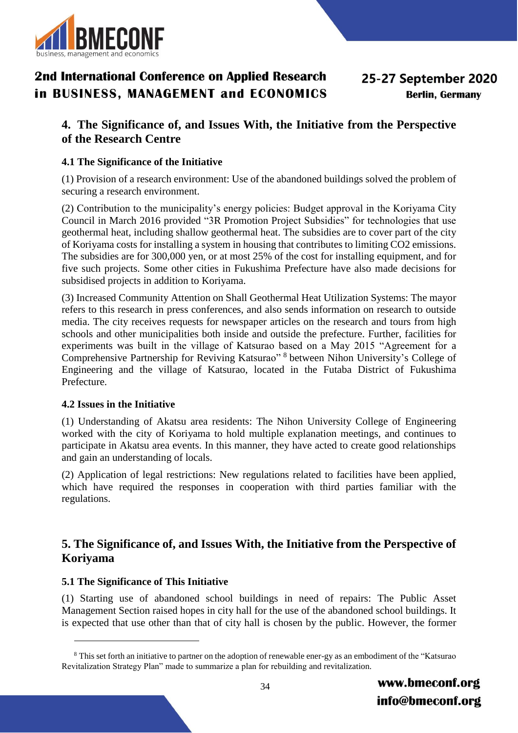## 4. The Significance of, and Issues With, the Initiative from the Perspective of the Research Centre

### 4.1 The Significance of the Initiative

(1) Provision of a research environment: Use of the abandoned buildings solved the problem of securing a research environment.

(2) Contribution to the municipality's energy policies: Budget approval in the Koriyama City Council in March 2016 provided "3R Promotion Project Subsidies" for technologies that use geothermal heat, including shallow geothermal heat. The subsidies are to cover part of the city of Koriyama costs for installing a system in housing that contributes to limiting CO2 emissions. The subsidies are for 300,000 yen, or at most 25% of the cost for installing equipment, and for five such projects. Some other cities in Fukushima Prefecture have also made decisions for subsidised projects in addition to Koriyama.

(3) Increased Community Attention on Shall Geothermal Heat Utilization Systems: The mayor refers to this research in press conferences, and also sends information on research to outside media. The city receives requests for newspaper articles on the research and tours from high schools and other municipalities both inside and outside the prefecture. Further, facilities for experiments was built in the village of Katsurao based on a May 2015 "Agreement for a Comprehensive Partnership for Reviving Katsurao" [8] between Nihon University's College of Engineering and the village of Katsurao, located in the Futaba District of Fukushima Prefecture.

### 4.2 Issues in the Initiative

(1) Understanding of Akatsu area residents: The Nihon University College of Engineering worked with the city of Koriyama to hold multiple explanation meetings, and continues to participate in Akatsu area events. In this manner, they have acted to create good relationships and gain an understanding of locals.

(2) Application of legal restrictions: New regulations related to facilities have been applied, which have required the responses in cooperation with third parties familiar with the regulations.

## 5. The Significance of, and Issues With, the Initiative from the Perspective of Koriyama

### 5.1 The Significance of This Initiative

(1) Starting use of abandoned school buildings in need of repairs: The Public Asset Management Section raised hopes in city hall for the use of the abandoned school buildings. It is expected that use other than that of city hall is chosen by the public. However, the former

[8] This set forth an initiative to partner on the adoption of renewable ener-gy as an embodiment of the "Katsurao Revitalization Strategy Plan" made to summarize a plan for rebuilding and revitalization.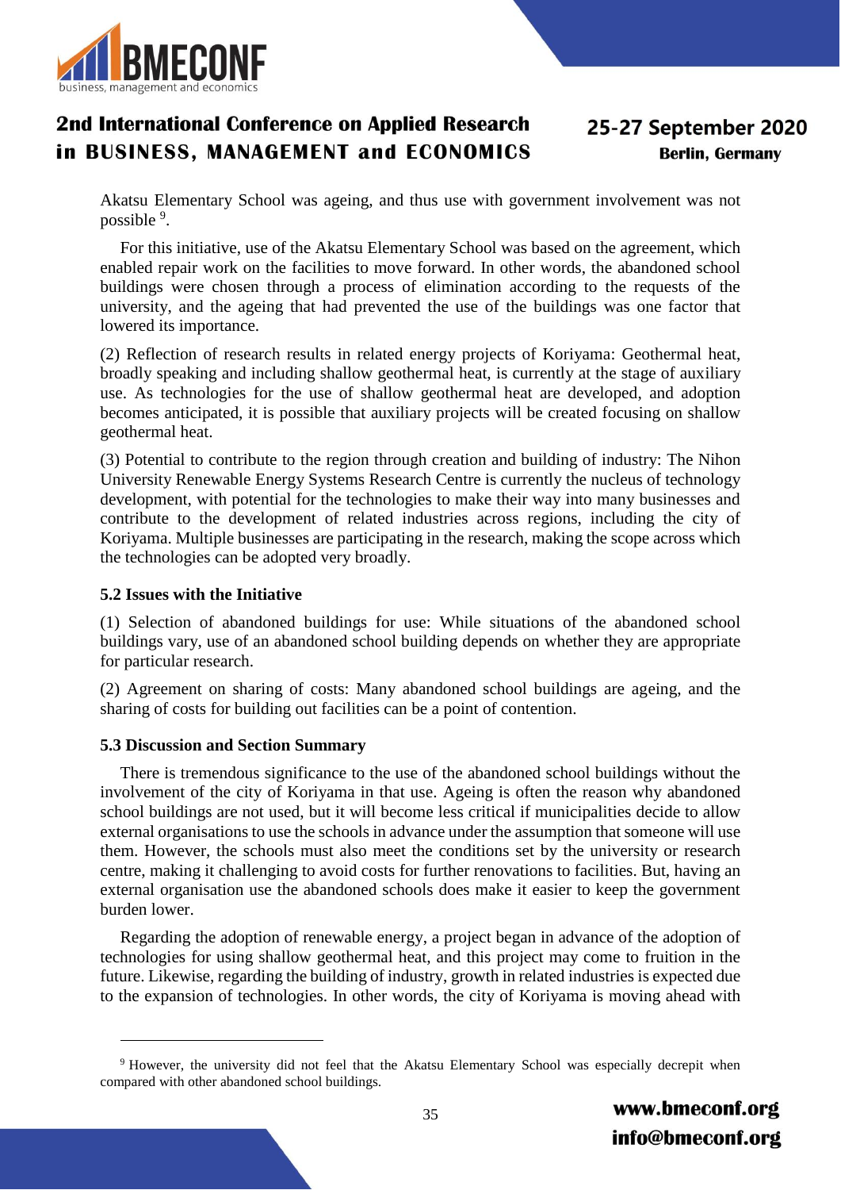Akatsu Elementary School was ageing, and thus use with government involvement was not possible [9].

For this initiative, use of the Akatsu Elementary School was based on the agreement, which enabled repair work on the facilities to move forward. In other words, the abandoned school buildings were chosen through a process of elimination according to the requests of the university, and the ageing that had prevented the use of the buildings was one factor that lowered its importance.

(2) Reflection of research results in related energy projects of Koriyama: Geothermal heat, broadly speaking and including shallow geothermal heat, is currently at the stage of auxiliary use. As technologies for the use of shallow geothermal heat are developed, and adoption becomes anticipated, it is possible that auxiliary projects will be created focusing on shallow geothermal heat.

(3) Potential to contribute to the region through creation and building of industry: The Nihon University Renewable Energy Systems Research Centre is currently the nucleus of technology development, with potential for the technologies to make their way into many businesses and contribute to the development of related industries across regions, including the city of Koriyama. Multiple businesses are participating in the research, making the scope across which the technologies can be adopted very broadly.

### 5.2 Issues with the Initiative

(1) Selection of abandoned buildings for use: While situations of the abandoned school buildings vary, use of an abandoned school building depends on whether they are appropriate for particular research.

(2) Agreement on sharing of costs: Many abandoned school buildings are ageing, and the sharing of costs for building out facilities can be a point of contention.

### 5.3 Discussion and Section Summary

There is tremendous significance to the use of the abandoned school buildings without the involvement of the city of Koriyama in that use. Ageing is often the reason why abandoned school buildings are not used, but it will become less critical if municipalities decide to allow external organisations to use the schools in advance under the assumption that someone will use them. However, the schools must also meet the conditions set by the university or research centre, making it challenging to avoid costs for further renovations to facilities. But, having an external organisation use the abandoned schools does make it easier to keep the government burden lower.

Regarding the adoption of renewable energy, a project began in advance of the adoption of technologies for using shallow geothermal heat, and this project may come to fruition in the future. Likewise, regarding the building of industry, growth in related industries is expected due to the expansion of technologies. In other words, the city of Koriyama is moving ahead with

---

[9] However, the university did not feel that the Akatsu Elementary School was especially decrepit when compared with other abandoned school buildings.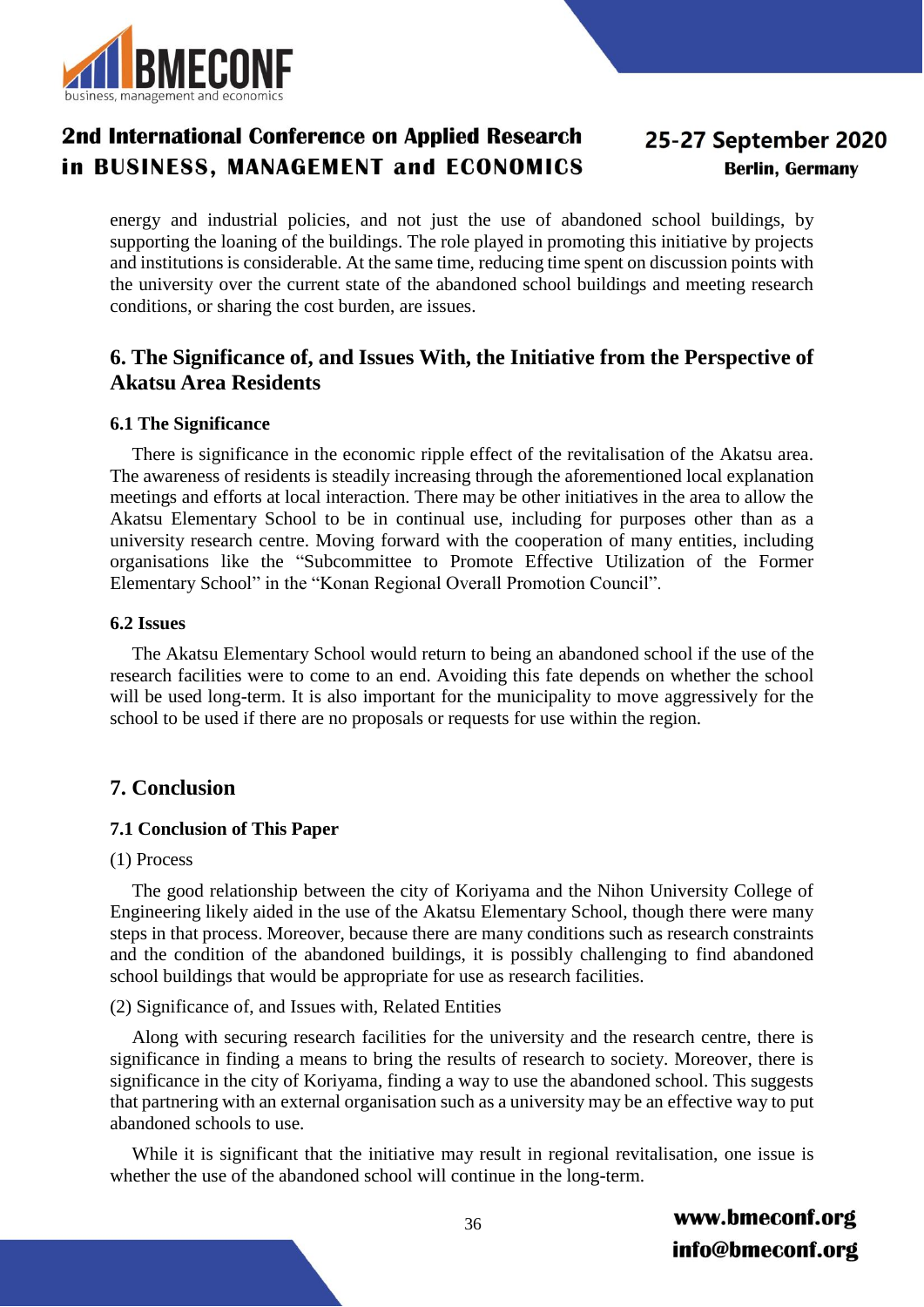energy and industrial policies, and not just the use of abandoned school buildings, by supporting the loaning of the buildings. The role played in promoting this initiative by projects and institutions is considerable. At the same time, reducing time spent on discussion points with the university over the current state of the abandoned school buildings and meeting research conditions, or sharing the cost burden, are issues.

## 6. The Significance of, and Issues With, the Initiative from the Perspective of Akatsu Area Residents

### 6.1 The Significance

There is significance in the economic ripple effect of the revitalisation of the Akatsu area. The awareness of residents is steadily increasing through the aforementioned local explanation meetings and efforts at local interaction. There may be other initiatives in the area to allow the Akatsu Elementary School to be in continual use, including for purposes other than as a university research centre. Moving forward with the cooperation of many entities, including organisations like the "Subcommittee to Promote Effective Utilization of the Former Elementary School" in the "Konan Regional Overall Promotion Council".

### 6.2 Issues

The Akatsu Elementary School would return to being an abandoned school if the use of the research facilities were to come to an end. Avoiding this fate depends on whether the school will be used long-term. It is also important for the municipality to move aggressively for the school to be used if there are no proposals or requests for use within the region.

## 7. Conclusion

### 7.1 Conclusion of This Paper

(1) Process

The good relationship between the city of Koriyama and the Nihon University College of Engineering likely aided in the use of the Akatsu Elementary School, though there were many steps in that process. Moreover, because there are many conditions such as research constraints and the condition of the abandoned buildings, it is possibly challenging to find abandoned school buildings that would be appropriate for use as research facilities.

(2) Significance of, and Issues with, Related Entities

Along with securing research facilities for the university and the research centre, there is significance in finding a means to bring the results of research to society. Moreover, there is significance in the city of Koriyama, finding a way to use the abandoned school. This suggests that partnering with an external organisation such as a university may be an effective way to put abandoned schools to use.

While it is significant that the initiative may result in regional revitalisation, one issue is whether the use of the abandoned school will continue in the long-term.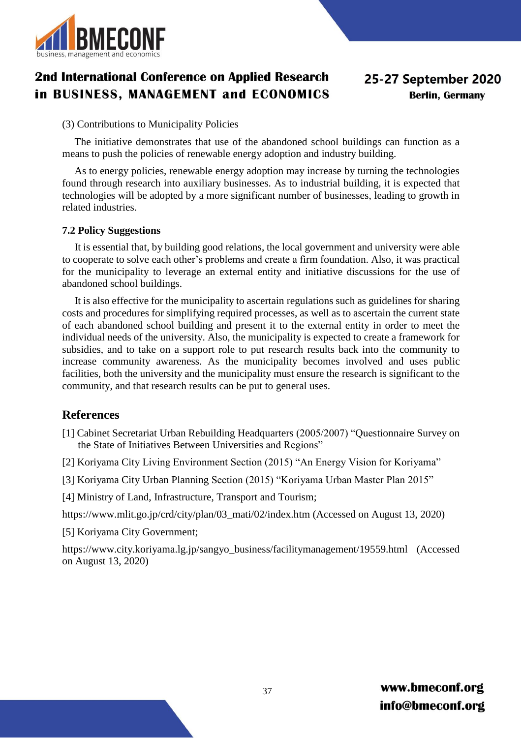(3) Contributions to Municipality Policies

The initiative demonstrates that use of the abandoned school buildings can function as a means to push the policies of renewable energy adoption and industry building.

As to energy policies, renewable energy adoption may increase by turning the technologies found through research into auxiliary businesses. As to industrial building, it is expected that technologies will be adopted by a more significant number of businesses, leading to growth in related industries.

### 7.2 Policy Suggestions

It is essential that, by building good relations, the local government and university were able to cooperate to solve each other's problems and create a firm foundation. Also, it was practical for the municipality to leverage an external entity and initiative discussions for the use of abandoned school buildings.

It is also effective for the municipality to ascertain regulations such as guidelines for sharing costs and procedures for simplifying required processes, as well as to ascertain the current state of each abandoned school building and present it to the external entity in order to meet the individual needs of the university. Also, the municipality is expected to create a framework for subsidies, and to take on a support role to put research results back into the community to increase community awareness. As the municipality becomes involved and uses public facilities, both the university and the municipality must ensure the research is significant to the community, and that research results can be put to general uses.

## References

[1] Cabinet Secretariat Urban Rebuilding Headquarters (2005/2007) "Questionnaire Survey on the State of Initiatives Between Universities and Regions"

[2] Koriyama City Living Environment Section (2015) "An Energy Vision for Koriyama"

[3] Koriyama City Urban Planning Section (2015) "Koriyama Urban Master Plan 2015"

[4] Ministry of Land, Infrastructure, Transport and Tourism;

https://www.mlit.go.jp/crd/city/plan/03_mati/02/index.htm (Accessed on August 13, 2020)

[5] Koriyama City Government;

https://www.city.koriyama.lg.jp/sangyo_business/facilitymanagement/19559.html (Accessed on August 13, 2020)